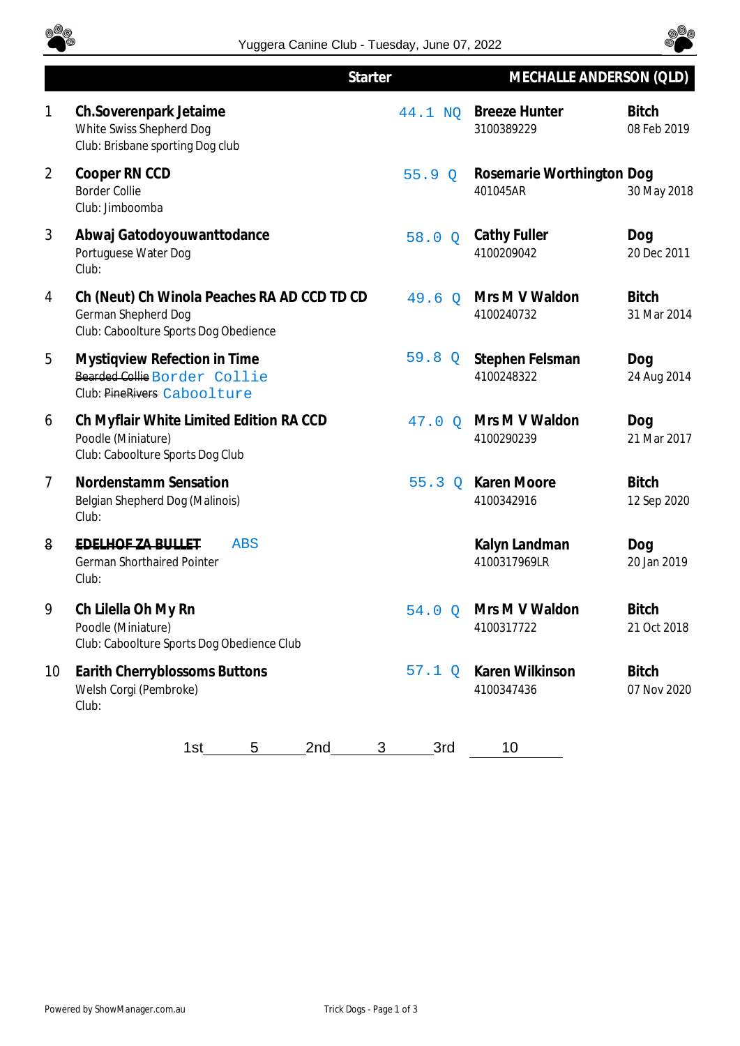Yuggera Canine Club - Tuesday, June 07, 2022

| # | Starter | Score | MECHALLE ANDERSON (QLD) | |
|---|---|---|---|---|
| 1 | **Ch.Soverenpark Jetaime**<br>White Swiss Shepherd Dog<br>Club: Brisbane sporting Dog club | 44.1 NQ | **Breeze Hunter**<br>3100389229 | **Bitch**<br>08 Feb 2019 |
| 2 | **Cooper RN CCD**<br>Border Collie<br>Club: Jimboomba | 55.9 Q | **Rosemarie Worthington**<br>401045AR | **Dog**<br>30 May 2018 |
| 3 | **Abwaj Gatodoyouwanttodance**<br>Portuguese Water Dog<br>Club: | 58.0 Q | **Cathy Fuller**<br>4100209042 | **Dog**<br>20 Dec 2011 |
| 4 | **Ch (Neut) Ch Winola Peaches RA AD CCD TD CD**<br>German Shepherd Dog<br>Club: Caboolture Sports Dog Obedience | 49.6 Q | **Mrs M V Waldon**<br>4100240732 | **Bitch**<br>31 Mar 2014 |
| 5 | **Mystiqview Refection in Time**<br>~~Bearded Collie~~ Border Collie<br>Club: ~~PineRivers~~ Caboolture | 59.8 Q | **Stephen Felsman**<br>4100248322 | **Dog**<br>24 Aug 2014 |
| 6 | **Ch Myflair White Limited Edition RA CCD**<br>Poodle (Miniature)<br>Club: Caboolture Sports Dog Club | 47.0 Q | **Mrs M V Waldon**<br>4100290239 | **Dog**<br>21 Mar 2017 |
| 7 | **Nordenstamm Sensation**<br>Belgian Shepherd Dog (Malinois)<br>Club: | 55.3 Q | **Karen Moore**<br>4100342916 | **Bitch**<br>12 Sep 2020 |
| 8 | **~~EDELHOF ZA BULLET~~** ABS<br>German Shorthaired Pointer<br>Club: | | **Kalyn Landman**<br>4100317969LR | **Dog**<br>20 Jan 2019 |
| 9 | **Ch Lilella Oh My Rn**<br>Poodle (Miniature)<br>Club: Caboolture Sports Dog Obedience Club | 54.0 Q | **Mrs M V Waldon**<br>4100317722 | **Bitch**<br>21 Oct 2018 |
| 10 | **Earith Cherryblossoms Buttons**<br>Welsh Corgi (Pembroke)<br>Club: | 57.1 Q | **Karen Wilkinson**<br>4100347436 | **Bitch**<br>07 Nov 2020 |

1st 5 2nd 3 3rd 10

Powered by ShowManager.com.au

Trick Dogs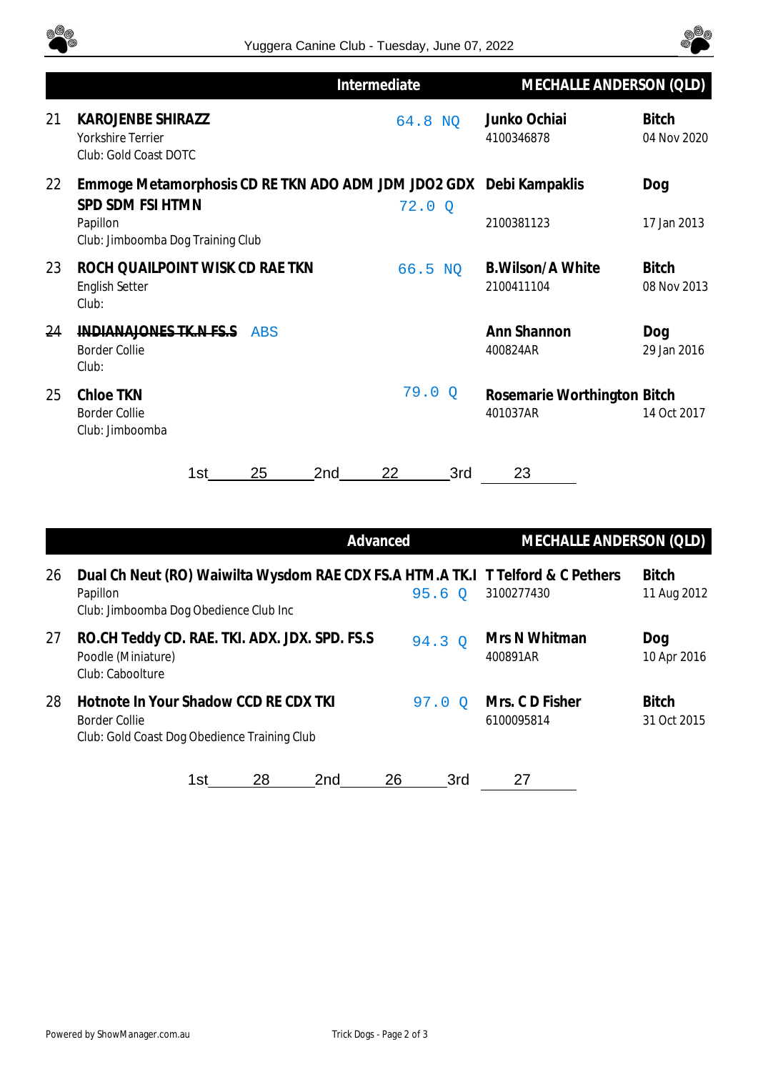## Intermediate — MECHALLE ANDERSON (QLD)

| No. | Dog | Score | Owner / Reg. No. | Sex / DOB |
|---|---|---|---|---|
| 21 | **KAROJENBE SHIRAZZ**<br>Yorkshire Terrier<br>Club: Gold Coast DOTC | 64.8 NQ | **Junko Ochiai**<br>4100346878 | **Bitch**<br>04 Nov 2020 |
| 22 | **Emmoge Metamorphosis CD RE TKN ADO ADM JDM JDO2 GDX SPD SDM FSI HTMN**<br>Papillon<br>Club: Jimboomba Dog Training Club | 72.0 Q | **Debi Kampaklis**<br>2100381123 | **Dog**<br>17 Jan 2013 |
| 23 | **ROCH QUAILPOINT WISK CD RAE TKN**<br>English Setter<br>Club: | 66.5 NQ | **B.Wilson/A White**<br>2100411104 | **Bitch**<br>08 Nov 2013 |
| ~~24~~ | ~~**INDIANAJONES TK.N FS.S**~~ ABS<br>Border Collie<br>Club: | | **Ann Shannon**<br>400824AR | **Dog**<br>29 Jan 2016 |
| 25 | **Chloe TKN**<br>Border Collie<br>Club: Jimboomba | 79.0 Q | **Rosemarie Worthington**<br>401037AR | **Bitch**<br>14 Oct 2017 |

1st 25 2nd 22 3rd 23

## Advanced — MECHALLE ANDERSON (QLD)

| No. | Dog | Score | Owner / Reg. No. | Sex / DOB |
|---|---|---|---|---|
| 26 | **Dual Ch Neut (RO) Waiwilta Wysdom RAE CDX FS.A HTM.A TK.I**<br>Papillon<br>Club: Jimboomba Dog Obedience Club Inc | 95.6 Q | **T Telford & C Pethers**<br>3100277430 | **Bitch**<br>11 Aug 2012 |
| 27 | **RO.CH Teddy CD. RAE. TKI. ADX. JDX. SPD. FS.S**<br>Poodle (Miniature)<br>Club: Caboolture | 94.3 Q | **Mrs N Whitman**<br>400891AR | **Dog**<br>10 Apr 2016 |
| 28 | **Hotnote In Your Shadow CCD RE CDX TKI**<br>Border Collie<br>Club: Gold Coast Dog Obedience Training Club | 97.0 Q | **Mrs. C D Fisher**<br>6100095814 | **Bitch**<br>31 Oct 2015 |

1st 28 2nd 26 3rd 27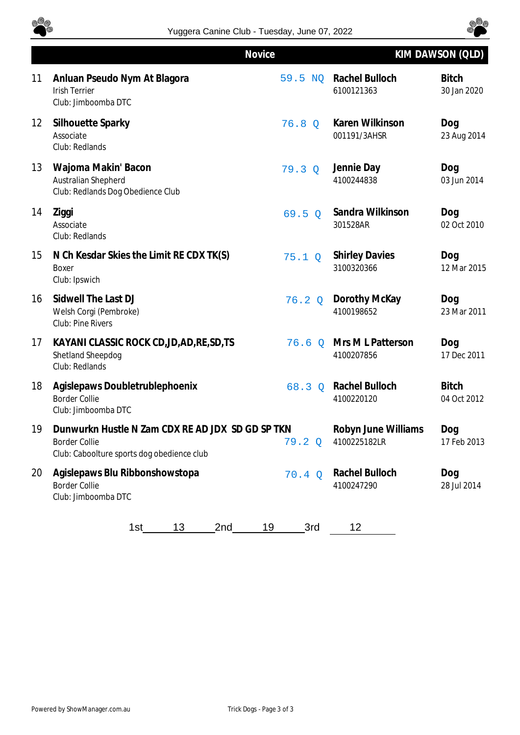## Novice — KIM DAWSON (QLD)

| | | | | |
|---|---|---|---|---|
| 11 | **Anluan Pseudo Nym At Blagora**<br>Irish Terrier<br>Club: Jimboomba DTC | 59.5 NQ | **Rachel Bulloch**<br>6100121363 | **Bitch**<br>30 Jan 2020 |
| 12 | **Silhouette Sparky**<br>Associate<br>Club: Redlands | 76.8 Q | **Karen Wilkinson**<br>001191/3AHSR | **Dog**<br>23 Aug 2014 |
| 13 | **Wajoma Makin' Bacon**<br>Australian Shepherd<br>Club: Redlands Dog Obedience Club | 79.3 Q | **Jennie Day**<br>4100244838 | **Dog**<br>03 Jun 2014 |
| 14 | **Ziggi**<br>Associate<br>Club: Redlands | 69.5 Q | **Sandra Wilkinson**<br>301528AR | **Dog**<br>02 Oct 2010 |
| 15 | **N Ch Kesdar Skies the Limit RE CDX TK(S)**<br>Boxer<br>Club: Ipswich | 75.1 Q | **Shirley Davies**<br>3100320366 | **Dog**<br>12 Mar 2015 |
| 16 | **Sidwell The Last DJ**<br>Welsh Corgi (Pembroke)<br>Club: Pine Rivers | 76.2 Q | **Dorothy McKay**<br>4100198652 | **Dog**<br>23 Mar 2011 |
| 17 | **KAYANI CLASSIC ROCK CD,JD,AD,RE,SD,TS**<br>Shetland Sheepdog<br>Club: Redlands | 76.6 Q | **Mrs M L Patterson**<br>4100207856 | **Dog**<br>17 Dec 2011 |
| 18 | **Agislepaws Doubletrublephoenix**<br>Border Collie<br>Club: Jimboomba DTC | 68.3 Q | **Rachel Bulloch**<br>4100220120 | **Bitch**<br>04 Oct 2012 |
| 19 | **Dunwurkn Hustle N Zam CDX RE AD JDX SD GD SP TKN**<br>Border Collie<br>Club: Caboolture sports dog obedience club | 79.2 Q | **Robyn June Williams**<br>4100225182LR | **Dog**<br>17 Feb 2013 |
| 20 | **Agislepaws Blu Ribbonshowstopa**<br>Border Collie<br>Club: Jimboomba DTC | 70.4 Q | **Rachel Bulloch**<br>4100247290 | **Dog**<br>28 Jul 2014 |

1st 13 2nd 19 3rd 12